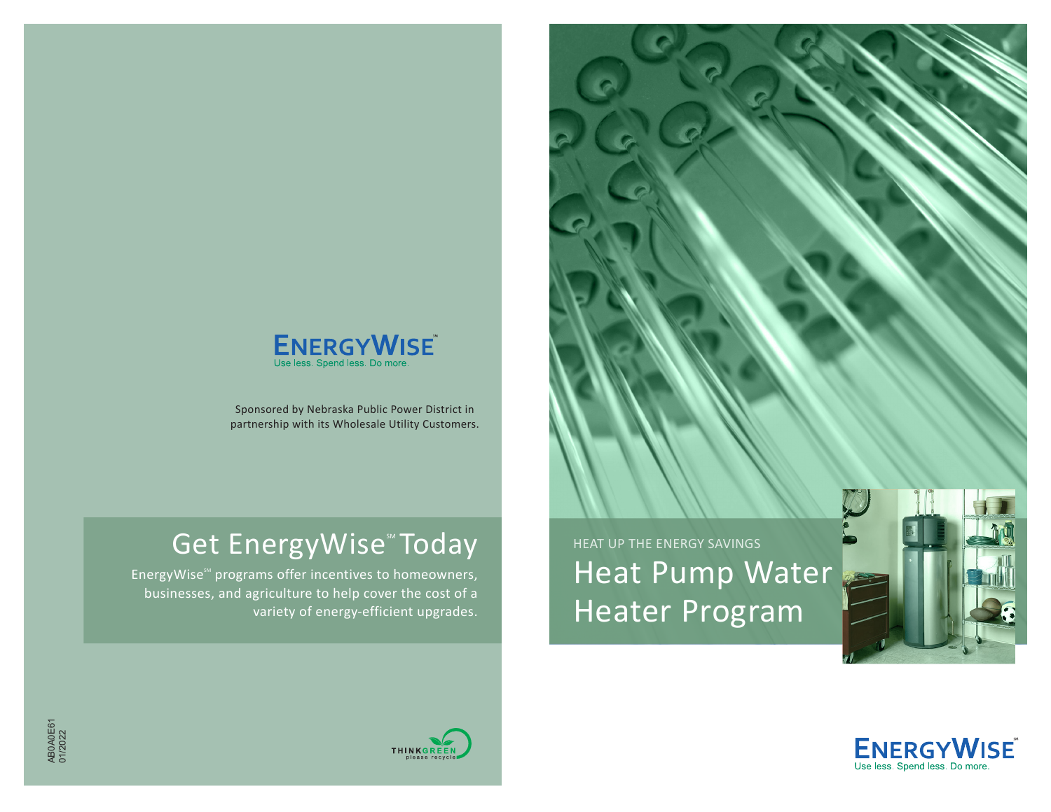ENERGYWISE℠
Use less. Spend less. Do more.

Sponsored by Nebraska Public Power District in partnership with its Wholesale Utility Customers.

## Get EnergyWise℠ Today

EnergyWise℠ programs offer incentives to homeowners, businesses, and agriculture to help cover the cost of a variety of energy-efficient upgrades.

AB0A0E61
01/2022

THINKGREEN
please recycle

HEAT UP THE ENERGY SAVINGS

# Heat Pump Water Heater Program

ENERGYWISE℠
Use less. Spend less. Do more.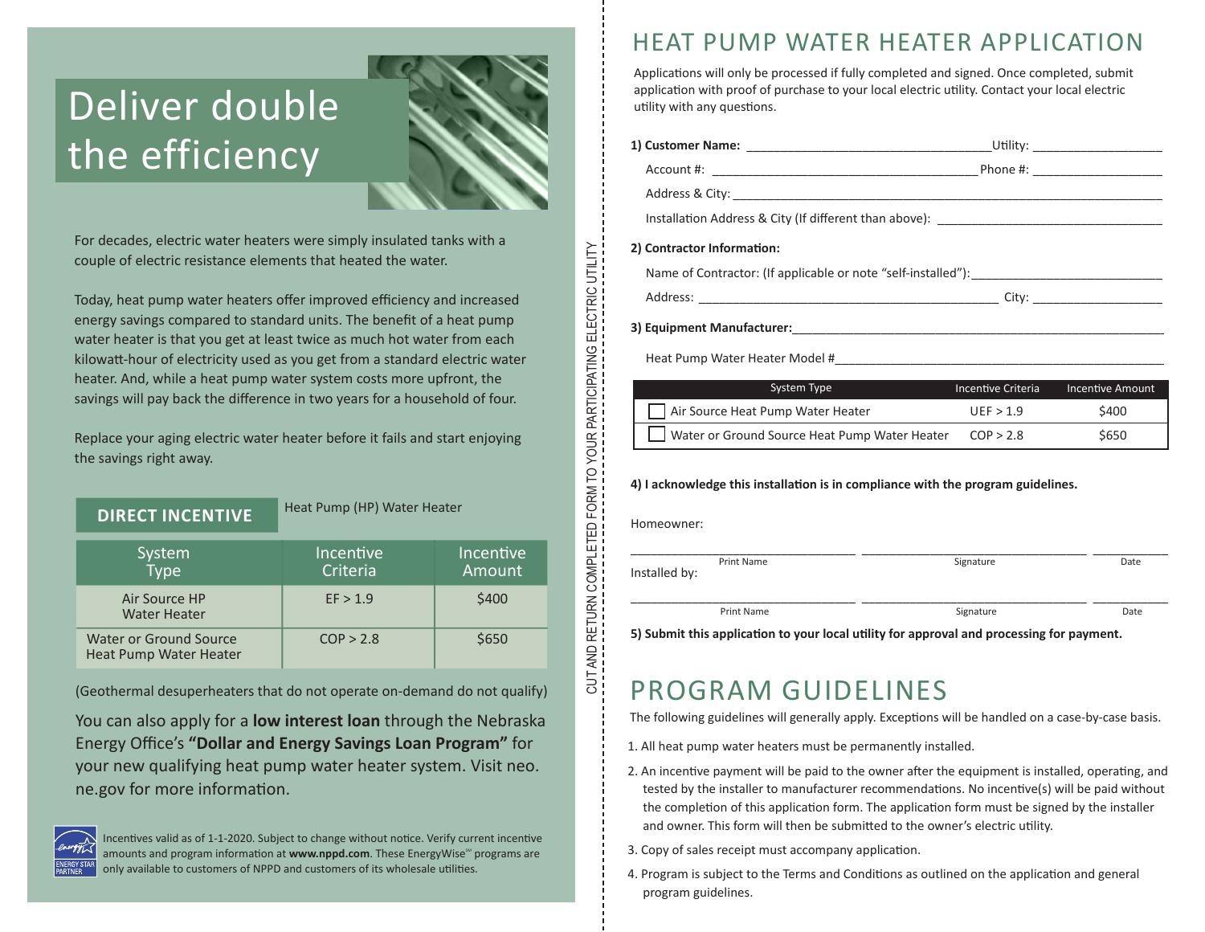# Deliver double the efficiency

For decades, electric water heaters were simply insulated tanks with a couple of electric resistance elements that heated the water.

Today, heat pump water heaters offer improved efficiency and increased energy savings compared to standard units. The benefit of a heat pump water heater is that you get at least twice as much hot water from each kilowatt-hour of electricity used as you get from a standard electric water heater. And, while a heat pump water system costs more upfront, the savings will pay back the difference in two years for a household of four.

Replace your aging electric water heater before it fails and start enjoying the savings right away.

**DIRECT INCENTIVE** Heat Pump (HP) Water Heater

| System Type | Incentive Criteria | Incentive Amount |
|---|---|---|
| Air Source HP Water Heater | EF > 1.9 | $400 |
| Water or Ground Source Heat Pump Water Heater | COP > 2.8 | $650 |

(Geothermal desuperheaters that do not operate on-demand do not qualify)

You can also apply for a **low interest loan** through the Nebraska Energy Office's **"Dollar and Energy Savings Loan Program"** for your new qualifying heat pump water heater system. Visit neo.ne.gov for more information.

ENERGY STAR PARTNER

Incentives valid as of 1-1-2020. Subject to change without notice. Verify current incentive amounts and program information at **www.nppd.com**. These EnergyWise℠ programs are only available to customers of NPPD and customers of its wholesale utilities.

CUT AND RETURN COMPLETED FORM TO YOUR PARTICIPATING ELECTRIC UTILITY

## HEAT PUMP WATER HEATER APPLICATION

Applications will only be processed if fully completed and signed. Once completed, submit application with proof of purchase to your local electric utility. Contact your local electric utility with any questions.

**1) Customer Name:** ____________________ Utility: ____________

Account #: ____________________ Phone #: ____________

Address & City: ____________________

Installation Address & City (If different than above): ____________________

**2) Contractor Information:**

Name of Contractor: (If applicable or note "self-installed"): ____________________

Address: ____________________ City: ____________

**3) Equipment Manufacturer:** ____________________

Heat Pump Water Heater Model # ____________________

| System Type | Incentive Criteria | Incentive Amount |
|---|---|---|
| ☐ Air Source Heat Pump Water Heater | UEF > 1.9 | $400 |
| ☐ Water or Ground Source Heat Pump Water Heater | COP > 2.8 | $650 |

**4) I acknowledge this installation is in compliance with the program guidelines.**

Homeowner:

____________________ ____________________ ____________
Print Name Signature Date

Installed by:

____________________ ____________________ ____________
Print Name Signature Date

**5) Submit this application to your local utility for approval and processing for payment.**

## PROGRAM GUIDELINES

The following guidelines will generally apply. Exceptions will be handled on a case-by-case basis.

1. All heat pump water heaters must be permanently installed.
2. An incentive payment will be paid to the owner after the equipment is installed, operating, and tested by the installer to manufacturer recommendations. No incentive(s) will be paid without the completion of this application form. The application form must be signed by the installer and owner. This form will then be submitted to the owner's electric utility.
3. Copy of sales receipt must accompany application.
4. Program is subject to the Terms and Conditions as outlined on the application and general program guidelines.